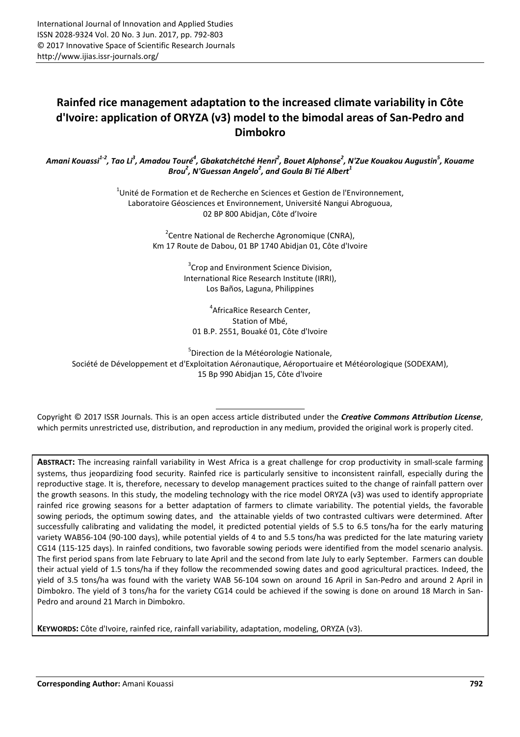# Rainfed rice management adaptation to the increased climate variability in Côte d'Ivoire: application of ORYZA (v3) model to the bimodal areas of San-Pedro and Dimbokro

*Amani Kouassi[1-2], Tao Li[3], Amadou Touré[4], Gbakatchétché Henri[2], Bouet Alphonse[2], N'Zue Kouakou Augustin[5], Kouame Brou[2], N'Guessan Angelo[2], and Goula Bi Tié Albert[1]*

[1]Unité de Formation et de Recherche en Sciences et Gestion de l'Environnement, Laboratoire Géosciences et Environnement, Université Nangui Abroguoua, 02 BP 800 Abidjan, Côte d'Ivoire

[2]Centre National de Recherche Agronomique (CNRA), Km 17 Route de Dabou, 01 BP 1740 Abidjan 01, Côte d'Ivoire

[3]Crop and Environment Science Division, International Rice Research Institute (IRRI), Los Baños, Laguna, Philippines

[4]AfricaRice Research Center, Station of Mbé, 01 B.P. 2551, Bouaké 01, Côte d'Ivoire

[5]Direction de la Météorologie Nationale, Société de Développement et d'Exploitation Aéronautique, Aéroportuaire et Météorologique (SODEXAM), 15 Bp 990 Abidjan 15, Côte d'Ivoire

Copyright © 2017 ISSR Journals. This is an open access article distributed under the ***Creative Commons Attribution License***, which permits unrestricted use, distribution, and reproduction in any medium, provided the original work is properly cited.

**ABSTRACT:** The increasing rainfall variability in West Africa is a great challenge for crop productivity in small-scale farming systems, thus jeopardizing food security. Rainfed rice is particularly sensitive to inconsistent rainfall, especially during the reproductive stage. It is, therefore, necessary to develop management practices suited to the change of rainfall pattern over the growth seasons. In this study, the modeling technology with the rice model ORYZA (v3) was used to identify appropriate rainfed rice growing seasons for a better adaptation of farmers to climate variability. The potential yields, the favorable sowing periods, the optimum sowing dates, and the attainable yields of two contrasted cultivars were determined. After successfully calibrating and validating the model, it predicted potential yields of 5.5 to 6.5 tons/ha for the early maturing variety WAB56-104 (90-100 days), while potential yields of 4 to and 5.5 tons/ha was predicted for the late maturing variety CG14 (115-125 days). In rainfed conditions, two favorable sowing periods were identified from the model scenario analysis. The first period spans from late February to late April and the second from late July to early September. Farmers can double their actual yield of 1.5 tons/ha if they follow the recommended sowing dates and good agricultural practices. Indeed, the yield of 3.5 tons/ha was found with the variety WAB 56-104 sown on around 16 April in San-Pedro and around 2 April in Dimbokro. The yield of 3 tons/ha for the variety CG14 could be achieved if the sowing is done on around 18 March in San-Pedro and around 21 March in Dimbokro.

**KEYWORDS:** Côte d'Ivoire, rainfed rice, rainfall variability, adaptation, modeling, ORYZA (v3).

**Corresponding Author:** Amani Kouassi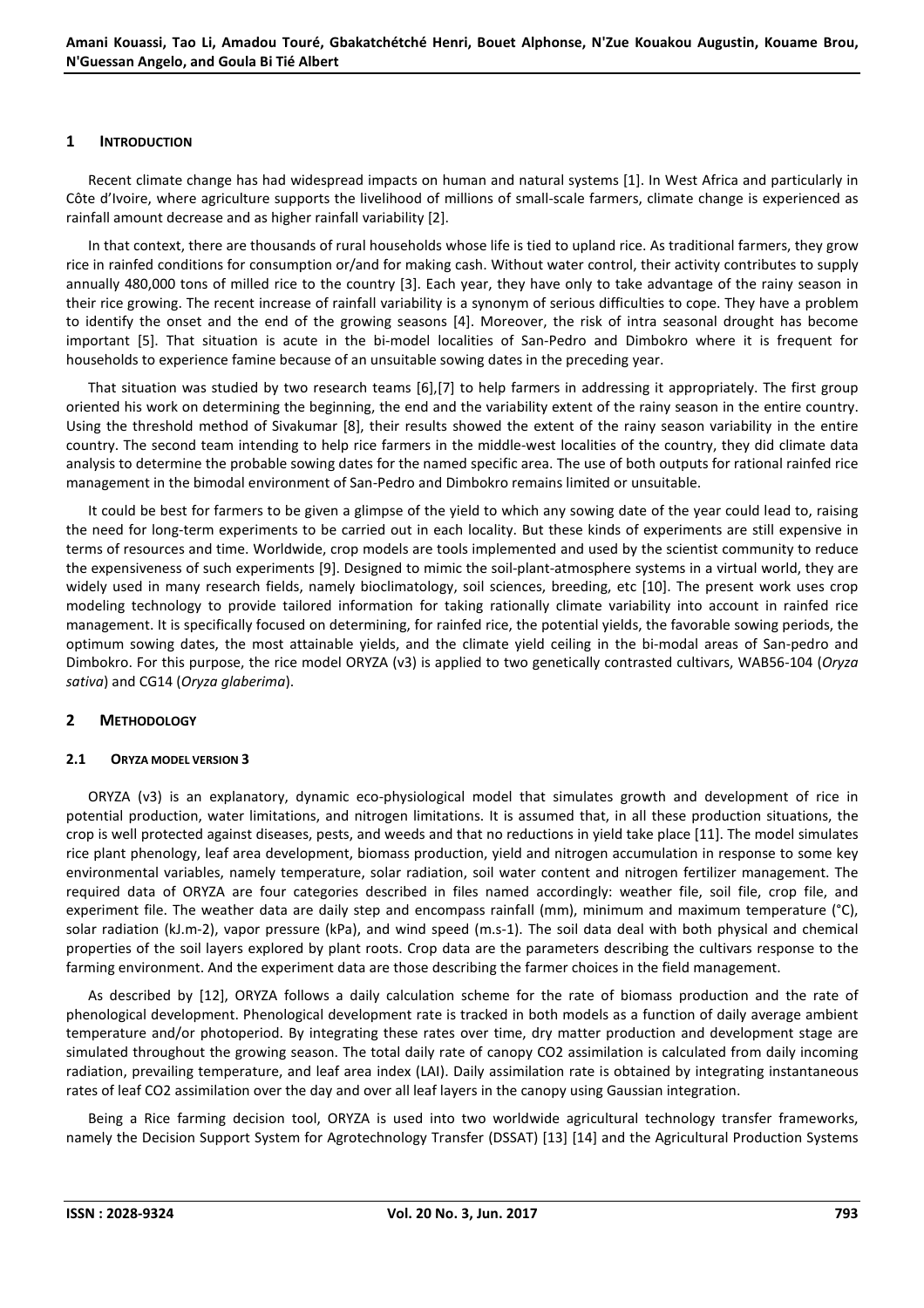## 1 INTRODUCTION

Recent climate change has had widespread impacts on human and natural systems [1]. In West Africa and particularly in Côte d'Ivoire, where agriculture supports the livelihood of millions of small-scale farmers, climate change is experienced as rainfall amount decrease and as higher rainfall variability [2].

In that context, there are thousands of rural households whose life is tied to upland rice. As traditional farmers, they grow rice in rainfed conditions for consumption or/and for making cash. Without water control, their activity contributes to supply annually 480,000 tons of milled rice to the country [3]. Each year, they have only to take advantage of the rainy season in their rice growing. The recent increase of rainfall variability is a synonym of serious difficulties to cope. They have a problem to identify the onset and the end of the growing seasons [4]. Moreover, the risk of intra seasonal drought has become important [5]. That situation is acute in the bi-model localities of San-Pedro and Dimbokro where it is frequent for households to experience famine because of an unsuitable sowing dates in the preceding year.

That situation was studied by two research teams [6],[7] to help farmers in addressing it appropriately. The first group oriented his work on determining the beginning, the end and the variability extent of the rainy season in the entire country. Using the threshold method of Sivakumar [8], their results showed the extent of the rainy season variability in the entire country. The second team intending to help rice farmers in the middle-west localities of the country, they did climate data analysis to determine the probable sowing dates for the named specific area. The use of both outputs for rational rainfed rice management in the bimodal environment of San-Pedro and Dimbokro remains limited or unsuitable.

It could be best for farmers to be given a glimpse of the yield to which any sowing date of the year could lead to, raising the need for long-term experiments to be carried out in each locality. But these kinds of experiments are still expensive in terms of resources and time. Worldwide, crop models are tools implemented and used by the scientist community to reduce the expensiveness of such experiments [9]. Designed to mimic the soil-plant-atmosphere systems in a virtual world, they are widely used in many research fields, namely bioclimatology, soil sciences, breeding, etc [10]. The present work uses crop modeling technology to provide tailored information for taking rationally climate variability into account in rainfed rice management. It is specifically focused on determining, for rainfed rice, the potential yields, the favorable sowing periods, the optimum sowing dates, the most attainable yields, and the climate yield ceiling in the bi-modal areas of San-pedro and Dimbokro. For this purpose, the rice model ORYZA (v3) is applied to two genetically contrasted cultivars, WAB56-104 (*Oryza sativa*) and CG14 (*Oryza glaberima*).

## 2 METHODOLOGY

### 2.1 ORYZA MODEL VERSION 3

ORYZA (v3) is an explanatory, dynamic eco-physiological model that simulates growth and development of rice in potential production, water limitations, and nitrogen limitations. It is assumed that, in all these production situations, the crop is well protected against diseases, pests, and weeds and that no reductions in yield take place [11]. The model simulates rice plant phenology, leaf area development, biomass production, yield and nitrogen accumulation in response to some key environmental variables, namely temperature, solar radiation, soil water content and nitrogen fertilizer management. The required data of ORYZA are four categories described in files named accordingly: weather file, soil file, crop file, and experiment file. The weather data are daily step and encompass rainfall (mm), minimum and maximum temperature (°C), solar radiation (kJ.m-2), vapor pressure (kPa), and wind speed (m.s-1). The soil data deal with both physical and chemical properties of the soil layers explored by plant roots. Crop data are the parameters describing the cultivars response to the farming environment. And the experiment data are those describing the farmer choices in the field management.

As described by [12], ORYZA follows a daily calculation scheme for the rate of biomass production and the rate of phenological development. Phenological development rate is tracked in both models as a function of daily average ambient temperature and/or photoperiod. By integrating these rates over time, dry matter production and development stage are simulated throughout the growing season. The total daily rate of canopy $CO_2$ assimilation is calculated from daily incoming radiation, prevailing temperature, and leaf area index (LAI). Daily assimilation rate is obtained by integrating instantaneous rates of leaf $CO_2$ assimilation over the day and over all leaf layers in the canopy using Gaussian integration.

Being a Rice farming decision tool, ORYZA is used into two worldwide agricultural technology transfer frameworks, namely the Decision Support System for Agrotechnology Transfer (DSSAT) [13] [14] and the Agricultural Production Systems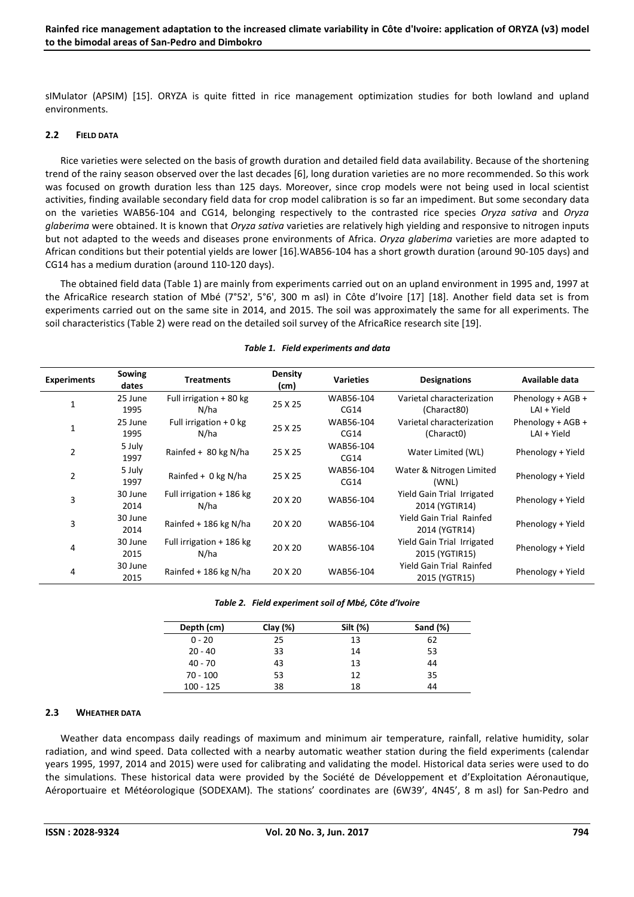sIMulator (APSIM) [15]. ORYZA is quite fitted in rice management optimization studies for both lowland and upland environments.

### 2.2 FIELD DATA

Rice varieties were selected on the basis of growth duration and detailed field data availability. Because of the shortening trend of the rainy season observed over the last decades [6], long duration varieties are no more recommended. So this work was focused on growth duration less than 125 days. Moreover, since crop models were not being used in local scientist activities, finding available secondary field data for crop model calibration is so far an impediment. But some secondary data on the varieties WAB56-104 and CG14, belonging respectively to the contrasted rice species *Oryza sativa* and *Oryza glaberima* were obtained. It is known that *Oryza sativa* varieties are relatively high yielding and responsive to nitrogen inputs but not adapted to the weeds and diseases prone environments of Africa. *Oryza glaberima* varieties are more adapted to African conditions but their potential yields are lower [16].WAB56-104 has a short growth duration (around 90-105 days) and CG14 has a medium duration (around 110-120 days).

The obtained field data (Table 1) are mainly from experiments carried out on an upland environment in 1995 and, 1997 at the AfricaRice research station of Mbé (7°52', 5°6', 300 m asl) in Côte d'Ivoire [17] [18]. Another field data set is from experiments carried out on the same site in 2014, and 2015. The soil was approximately the same for all experiments. The soil characteristics (Table 2) were read on the detailed soil survey of the AfricaRice research site [19].

*Table 1. Field experiments and data*

| Experiments | Sowing dates | Treatments | Density (cm) | Varieties | Designations | Available data |
|---|---|---|---|---|---|---|
| 1 | 25 June 1995 | Full irrigation + 80 kg N/ha | 25 X 25 | WAB56-104 CG14 | Varietal characterization (Charact80) | Phenology + AGB + LAI + Yield |
| 1 | 25 June 1995 | Full irrigation + 0 kg N/ha | 25 X 25 | WAB56-104 CG14 | Varietal characterization (Charact0) | Phenology + AGB + LAI + Yield |
| 2 | 5 July 1997 | Rainfed + 80 kg N/ha | 25 X 25 | WAB56-104 CG14 | Water Limited (WL) | Phenology + Yield |
| 2 | 5 July 1997 | Rainfed + 0 kg N/ha | 25 X 25 | WAB56-104 CG14 | Water & Nitrogen Limited (WNL) | Phenology + Yield |
| 3 | 30 June 2014 | Full irrigation + 186 kg N/ha | 20 X 20 | WAB56-104 | Yield Gain Trial Irrigated 2014 (YGTIR14) | Phenology + Yield |
| 3 | 30 June 2014 | Rainfed + 186 kg N/ha | 20 X 20 | WAB56-104 | Yield Gain Trial Rainfed 2014 (YGTR14) | Phenology + Yield |
| 4 | 30 June 2015 | Full irrigation + 186 kg N/ha | 20 X 20 | WAB56-104 | Yield Gain Trial Irrigated 2015 (YGTIR15) | Phenology + Yield |
| 4 | 30 June 2015 | Rainfed + 186 kg N/ha | 20 X 20 | WAB56-104 | Yield Gain Trial Rainfed 2015 (YGTR15) | Phenology + Yield |

*Table 2. Field experiment soil of Mbé, Côte d'Ivoire*

| Depth (cm) | Clay (%) | Silt (%) | Sand (%) |
|---|---|---|---|
| 0 - 20 | 25 | 13 | 62 |
| 20 - 40 | 33 | 14 | 53 |
| 40 - 70 | 43 | 13 | 44 |
| 70 - 100 | 53 | 12 | 35 |
| 100 - 125 | 38 | 18 | 44 |

### 2.3 WHEATHER DATA

Weather data encompass daily readings of maximum and minimum air temperature, rainfall, relative humidity, solar radiation, and wind speed. Data collected with a nearby automatic weather station during the field experiments (calendar years 1995, 1997, 2014 and 2015) were used for calibrating and validating the model. Historical data series were used to do the simulations. These historical data were provided by the Société de Développement et d'Exploitation Aéronautique, Aéroportuaire et Météorologique (SODEXAM). The stations' coordinates are (6W39', 4N45', 8 m asl) for San-Pedro and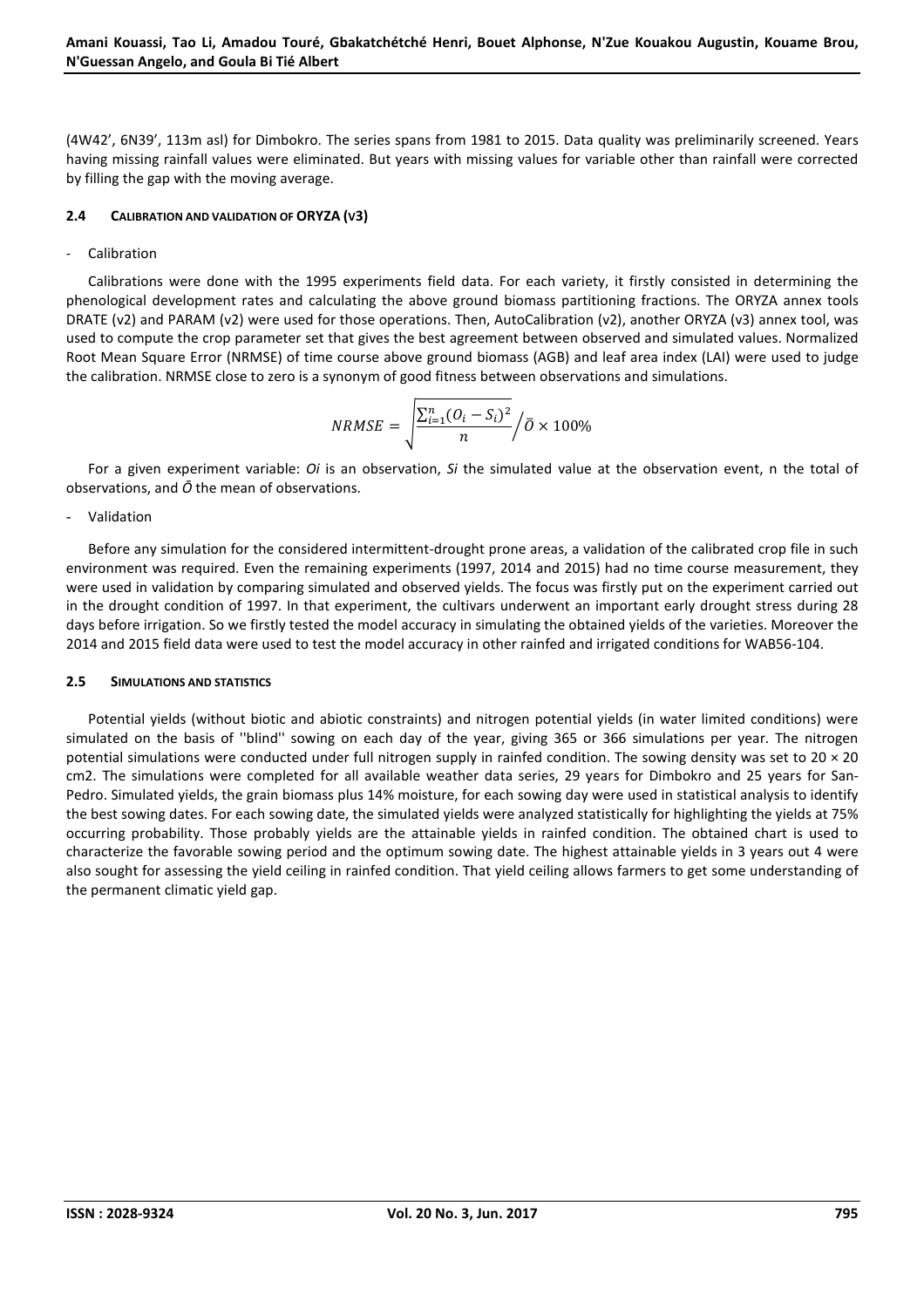(4W42', 6N39', 113m asl) for Dimbokro. The series spans from 1981 to 2015. Data quality was preliminarily screened. Years having missing rainfall values were eliminated. But years with missing values for variable other than rainfall were corrected by filling the gap with the moving average.

### 2.4 CALIBRATION AND VALIDATION OF ORYZA (V3)

- Calibration

Calibrations were done with the 1995 experiments field data. For each variety, it firstly consisted in determining the phenological development rates and calculating the above ground biomass partitioning fractions. The ORYZA annex tools DRATE (v2) and PARAM (v2) were used for those operations. Then, AutoCalibration (v2), another ORYZA (v3) annex tool, was used to compute the crop parameter set that gives the best agreement between observed and simulated values. Normalized Root Mean Square Error (NRMSE) of time course above ground biomass (AGB) and leaf area index (LAI) were used to judge the calibration. NRMSE close to zero is a synonym of good fitness between observations and simulations.

$$NRMSE = \sqrt{\frac{\sum_{i=1}^{n}(O_i - S_i)^2}{n}} \Big/ \bar{O} \times 100\%$$

For a given experiment variable: $O_i$ is an observation, $S_i$ the simulated value at the observation event, n the total of observations, and $\bar{O}$ the mean of observations.

- Validation

Before any simulation for the considered intermittent-drought prone areas, a validation of the calibrated crop file in such environment was required. Even the remaining experiments (1997, 2014 and 2015) had no time course measurement, they were used in validation by comparing simulated and observed yields. The focus was firstly put on the experiment carried out in the drought condition of 1997. In that experiment, the cultivars underwent an important early drought stress during 28 days before irrigation. So we firstly tested the model accuracy in simulating the obtained yields of the varieties. Moreover the 2014 and 2015 field data were used to test the model accuracy in other rainfed and irrigated conditions for WAB56-104.

### 2.5 SIMULATIONS AND STATISTICS

Potential yields (without biotic and abiotic constraints) and nitrogen potential yields (in water limited conditions) were simulated on the basis of ''blind'' sowing on each day of the year, giving 365 or 366 simulations per year. The nitrogen potential simulations were conducted under full nitrogen supply in rainfed condition. The sowing density was set to 20 × 20 cm2. The simulations were completed for all available weather data series, 29 years for Dimbokro and 25 years for San-Pedro. Simulated yields, the grain biomass plus 14% moisture, for each sowing day were used in statistical analysis to identify the best sowing dates. For each sowing date, the simulated yields were analyzed statistically for highlighting the yields at 75% occurring probability. Those probably yields are the attainable yields in rainfed condition. The obtained chart is used to characterize the favorable sowing period and the optimum sowing date. The highest attainable yields in 3 years out 4 were also sought for assessing the yield ceiling in rainfed condition. That yield ceiling allows farmers to get some understanding of the permanent climatic yield gap.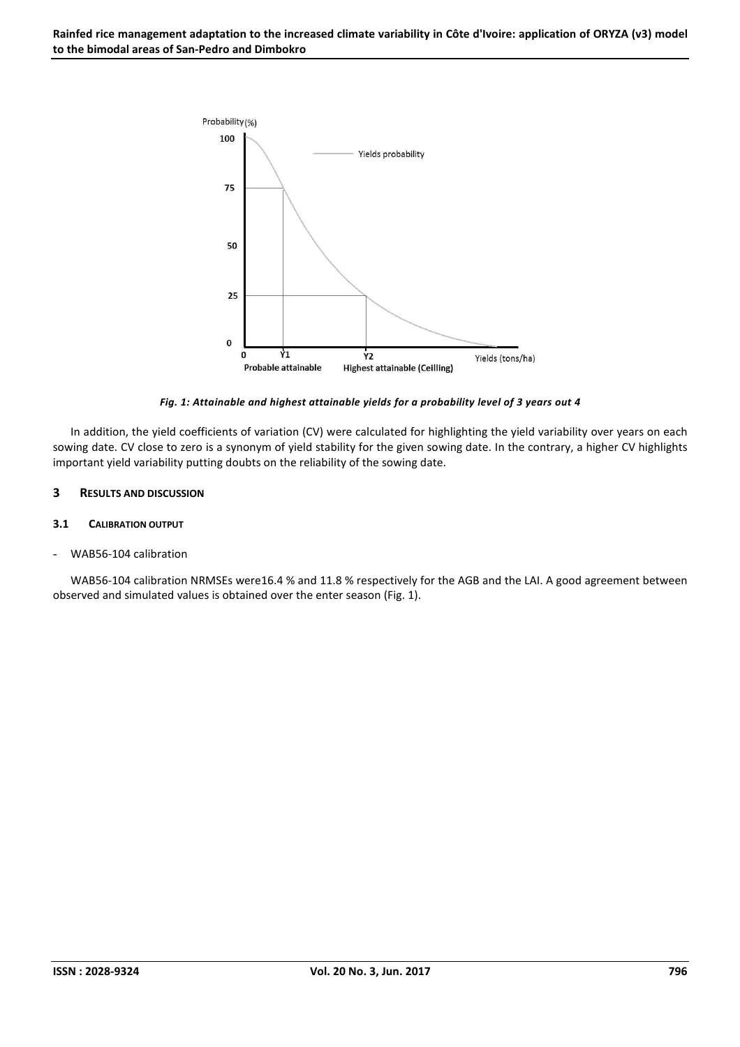*Fig. 1: Attainable and highest attainable yields for a probability level of 3 years out 4*

In addition, the yield coefficients of variation (CV) were calculated for highlighting the yield variability over years on each sowing date. CV close to zero is a synonym of yield stability for the given sowing date. In the contrary, a higher CV highlights important yield variability putting doubts on the reliability of the sowing date.

## 3 RESULTS AND DISCUSSION

### 3.1 CALIBRATION OUTPUT

- WAB56-104 calibration

WAB56-104 calibration NRMSEs were16.4 % and 11.8 % respectively for the AGB and the LAI. A good agreement between observed and simulated values is obtained over the enter season (Fig. 1).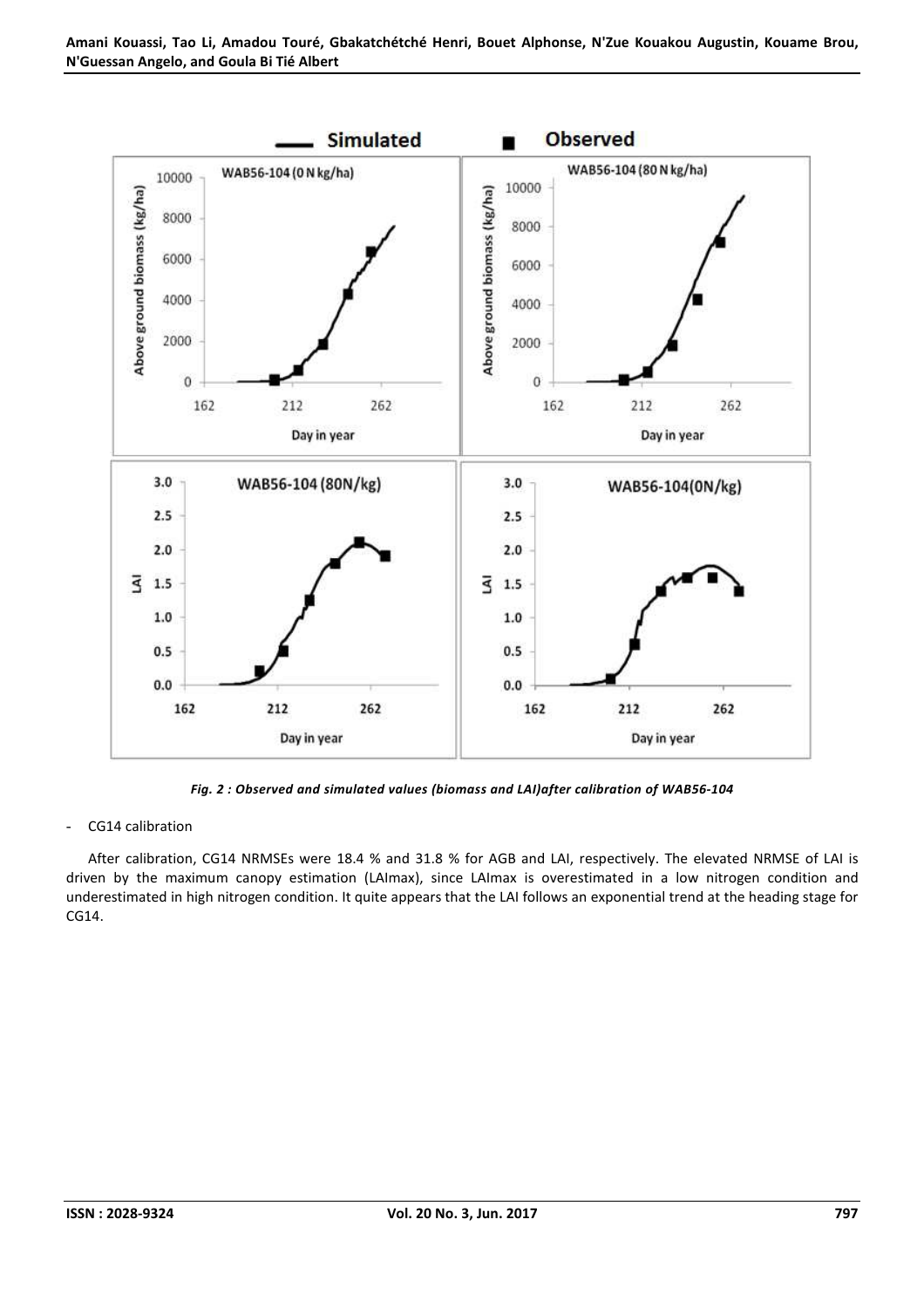*Fig. 2 : Observed and simulated values (biomass and LAI)after calibration of WAB56-104*

- CG14 calibration

After calibration, CG14 NRMSEs were 18.4 % and 31.8 % for AGB and LAI, respectively. The elevated NRMSE of LAI is driven by the maximum canopy estimation (LAImax), since LAImax is overestimated in a low nitrogen condition and underestimated in high nitrogen condition. It quite appears that the LAI follows an exponential trend at the heading stage for CG14.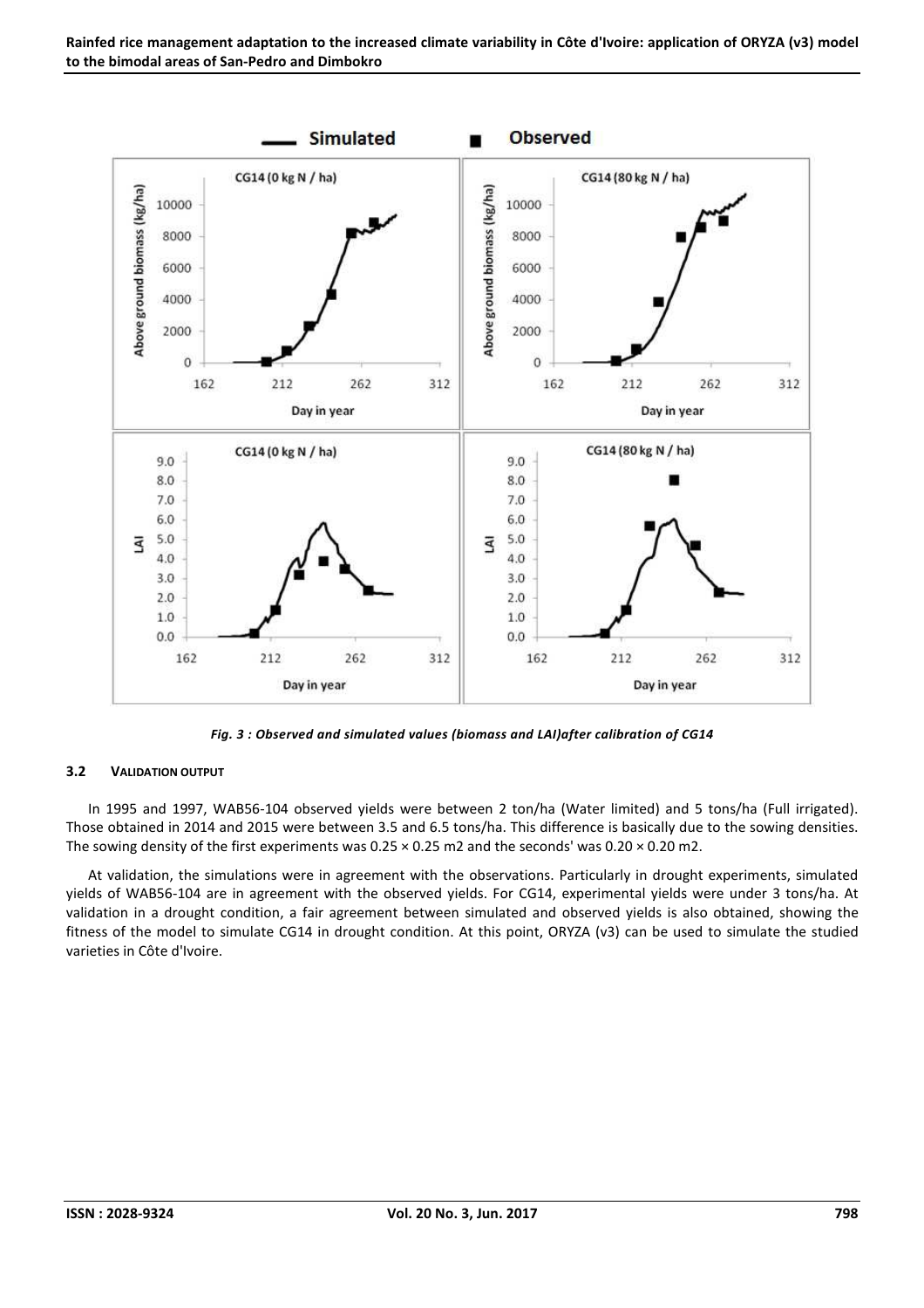*Fig. 3 : Observed and simulated values (biomass and LAI)after calibration of CG14*

### 3.2 VALIDATION OUTPUT

In 1995 and 1997, WAB56-104 observed yields were between 2 ton/ha (Water limited) and 5 tons/ha (Full irrigated). Those obtained in 2014 and 2015 were between 3.5 and 6.5 tons/ha. This difference is basically due to the sowing densities. The sowing density of the first experiments was 0.25 × 0.25 m2 and the seconds' was 0.20 × 0.20 m2.

At validation, the simulations were in agreement with the observations. Particularly in drought experiments, simulated yields of WAB56-104 are in agreement with the observed yields. For CG14, experimental yields were under 3 tons/ha. At validation in a drought condition, a fair agreement between simulated and observed yields is also obtained, showing the fitness of the model to simulate CG14 in drought condition. At this point, ORYZA (v3) can be used to simulate the studied varieties in Côte d'Ivoire.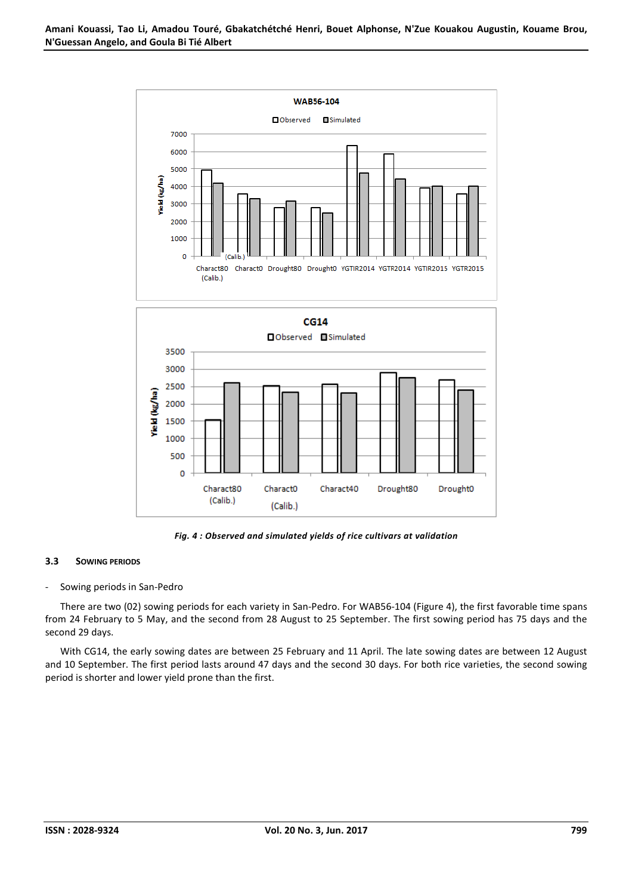Fig. 4 : Observed and simulated yields of rice cultivars at validation

### 3.3 Sowing periods

- Sowing periods in San-Pedro

There are two (02) sowing periods for each variety in San-Pedro. For WAB56-104 (Figure 4), the first favorable time spans from 24 February to 5 May, and the second from 28 August to 25 September. The first sowing period has 75 days and the second 29 days.

With CG14, the early sowing dates are between 25 February and 11 April. The late sowing dates are between 12 August and 10 September. The first period lasts around 47 days and the second 30 days. For both rice varieties, the second sowing period is shorter and lower yield prone than the first.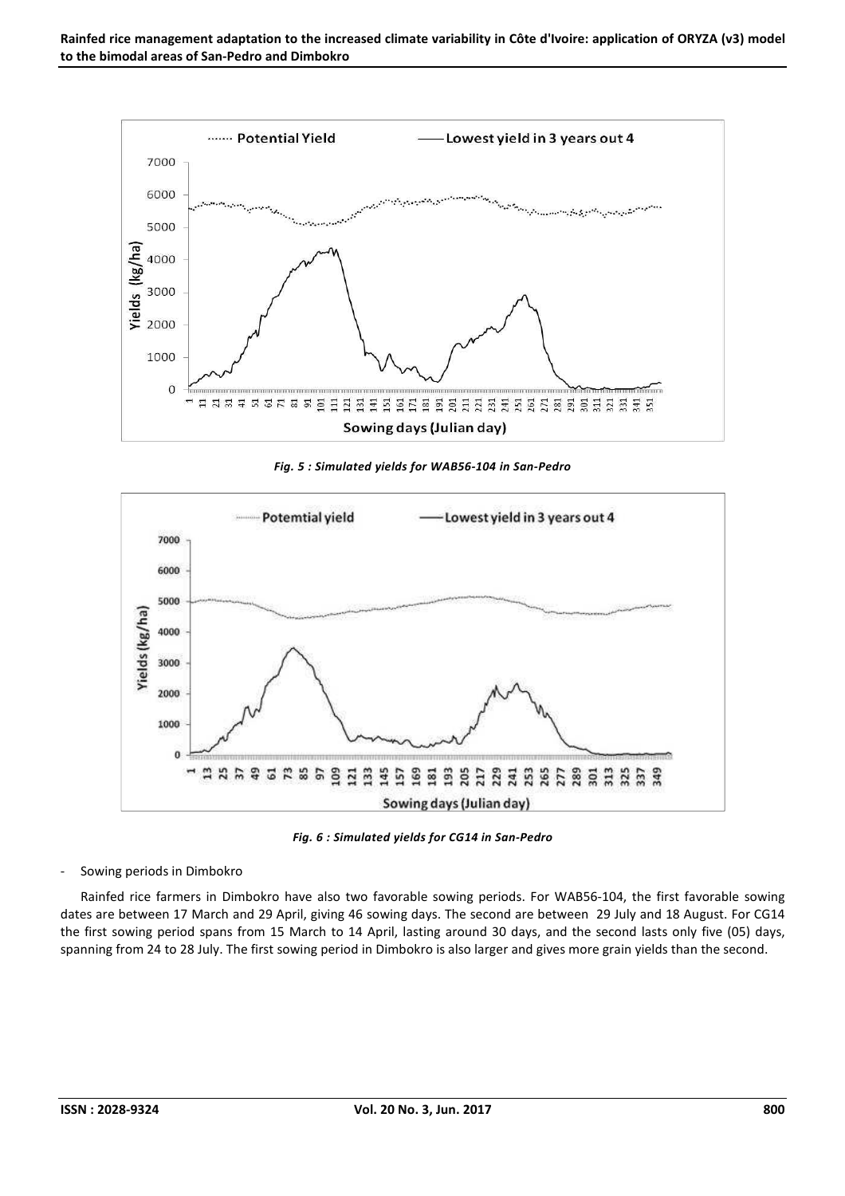*Fig. 5 : Simulated yields for WAB56-104 in San-Pedro*

*Fig. 6 : Simulated yields for CG14 in San-Pedro*

- Sowing periods in Dimbokro

Rainfed rice farmers in Dimbokro have also two favorable sowing periods. For WAB56-104, the first favorable sowing dates are between 17 March and 29 April, giving 46 sowing days. The second are between 29 July and 18 August. For CG14 the first sowing period spans from 15 March to 14 April, lasting around 30 days, and the second lasts only five (05) days, spanning from 24 to 28 July. The first sowing period in Dimbokro is also larger and gives more grain yields than the second.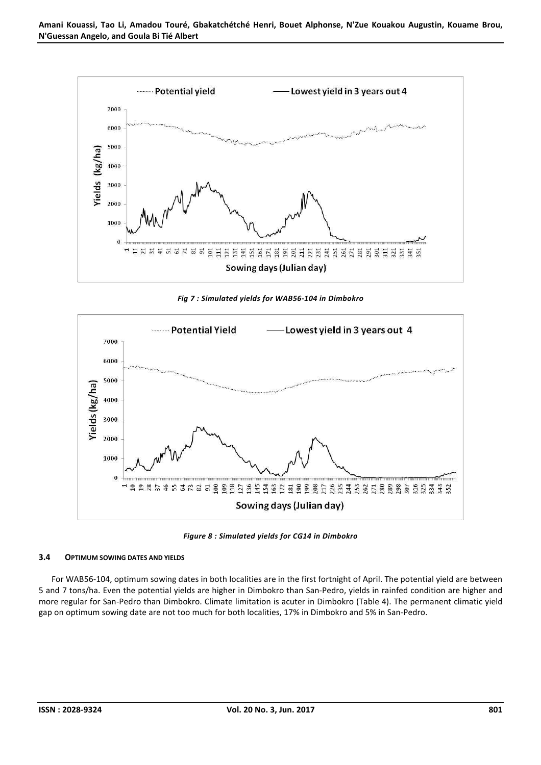*Fig 7 : Simulated yields for WAB56-104 in Dimbokro*

*Figure 8 : Simulated yields for CG14 in Dimbokro*

### 3.4 OPTIMUM SOWING DATES AND YIELDS

For WAB56-104, optimum sowing dates in both localities are in the first fortnight of April. The potential yield are between 5 and 7 tons/ha. Even the potential yields are higher in Dimbokro than San-Pedro, yields in rainfed condition are higher and more regular for San-Pedro than Dimbokro. Climate limitation is acuter in Dimbokro (Table 4). The permanent climatic yield gap on optimum sowing date are not too much for both localities, 17% in Dimbokro and 5% in San-Pedro.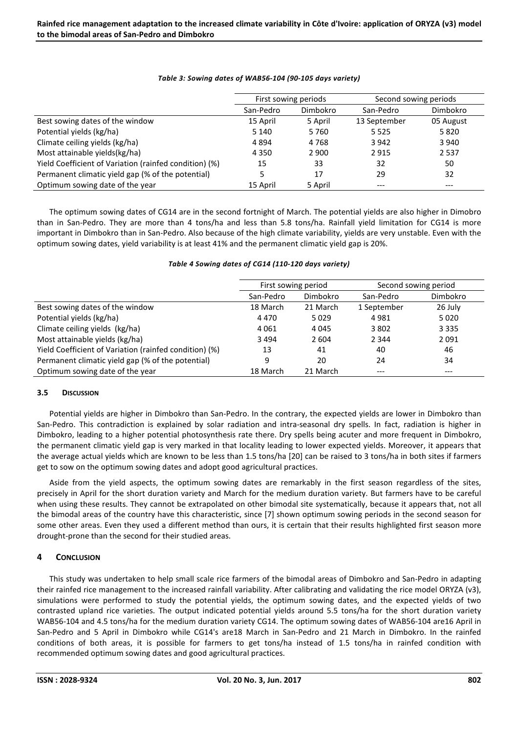*Table 3: Sowing dates of WAB56-104 (90-105 days variety)*

| | First sowing periods | | Second sowing periods | |
|---|---|---|---|---|
| | San-Pedro | Dimbokro | San-Pedro | Dimbokro |
| Best sowing dates of the window | 15 April | 5 April | 13 September | 05 August |
| Potential yields (kg/ha) | 5 140 | 5 760 | 5 525 | 5 820 |
| Climate ceiling yields (kg/ha) | 4 894 | 4 768 | 3 942 | 3 940 |
| Most attainable yields(kg/ha) | 4 350 | 2 900 | 2 915 | 2 537 |
| Yield Coefficient of Variation (rainfed condition) (%) | 15 | 33 | 32 | 50 |
| Permanent climatic yield gap (% of the potential) | 5 | 17 | 29 | 32 |
| Optimum sowing date of the year | 15 April | 5 April | --- | --- |

The optimum sowing dates of CG14 are in the second fortnight of March. The potential yields are also higher in Dimobro than in San-Pedro. They are more than 4 tons/ha and less than 5.8 tons/ha. Rainfall yield limitation for CG14 is more important in Dimbokro than in San-Pedro. Also because of the high climate variability, yields are very unstable. Even with the optimum sowing dates, yield variability is at least 41% and the permanent climatic yield gap is 20%.

*Table 4 Sowing dates of CG14 (110-120 days variety)*

| | First sowing period | | Second sowing period | |
|---|---|---|---|---|
| | San-Pedro | Dimbokro | San-Pedro | Dimbokro |
| Best sowing dates of the window | 18 March | 21 March | 1 September | 26 July |
| Potential yields (kg/ha) | 4 470 | 5 029 | 4 981 | 5 020 |
| Climate ceiling yields (kg/ha) | 4 061 | 4 045 | 3 802 | 3 335 |
| Most attainable yields (kg/ha) | 3 494 | 2 604 | 2 344 | 2 091 |
| Yield Coefficient of Variation (rainfed condition) (%) | 13 | 41 | 40 | 46 |
| Permanent climatic yield gap (% of the potential) | 9 | 20 | 24 | 34 |
| Optimum sowing date of the year | 18 March | 21 March | --- | --- |

### 3.5 Discussion

Potential yields are higher in Dimbokro than San-Pedro. In the contrary, the expected yields are lower in Dimbokro than San-Pedro. This contradiction is explained by solar radiation and intra-seasonal dry spells. In fact, radiation is higher in Dimbokro, leading to a higher potential photosynthesis rate there. Dry spells being acuter and more frequent in Dimbokro, the permanent climatic yield gap is very marked in that locality leading to lower expected yields. Moreover, it appears that the average actual yields which are known to be less than 1.5 tons/ha [20] can be raised to 3 tons/ha in both sites if farmers get to sow on the optimum sowing dates and adopt good agricultural practices.

Aside from the yield aspects, the optimum sowing dates are remarkably in the first season regardless of the sites, precisely in April for the short duration variety and March for the medium duration variety. But farmers have to be careful when using these results. They cannot be extrapolated on other bimodal site systematically, because it appears that, not all the bimodal areas of the country have this characteristic, since [7] shown optimum sowing periods in the second season for some other areas. Even they used a different method than ours, it is certain that their results highlighted first season more drought-prone than the second for their studied areas.

## 4 Conclusion

This study was undertaken to help small scale rice farmers of the bimodal areas of Dimbokro and San-Pedro in adapting their rainfed rice management to the increased rainfall variability. After calibrating and validating the rice model ORYZA (v3), simulations were performed to study the potential yields, the optimum sowing dates, and the expected yields of two contrasted upland rice varieties. The output indicated potential yields around 5.5 tons/ha for the short duration variety WAB56-104 and 4.5 tons/ha for the medium duration variety CG14. The optimum sowing dates of WAB56-104 are16 April in San-Pedro and 5 April in Dimbokro while CG14's are18 March in San-Pedro and 21 March in Dimbokro. In the rainfed conditions of both areas, it is possible for farmers to get tons/ha instead of 1.5 tons/ha in rainfed condition with recommended optimum sowing dates and good agricultural practices.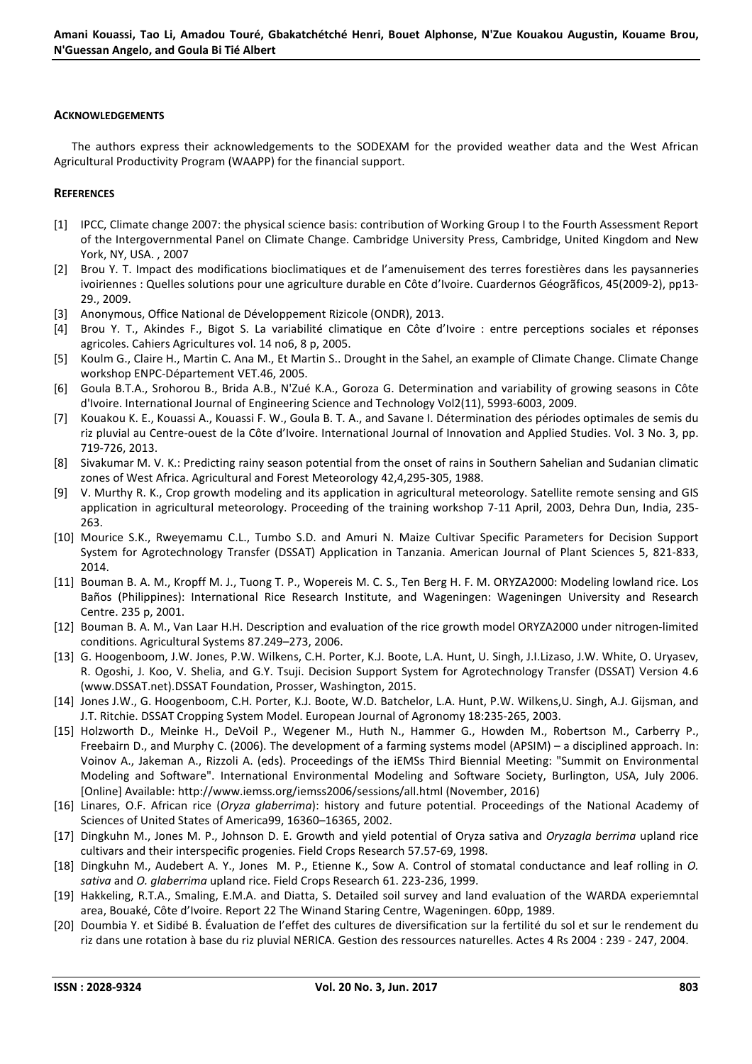## ACKNOWLEDGEMENTS

The authors express their acknowledgements to the SODEXAM for the provided weather data and the West African Agricultural Productivity Program (WAAPP) for the financial support.

## REFERENCES

[1] IPCC, Climate change 2007: the physical science basis: contribution of Working Group I to the Fourth Assessment Report of the Intergovernmental Panel on Climate Change. Cambridge University Press, Cambridge, United Kingdom and New York, NY, USA. , 2007

[2] Brou Y. T. Impact des modifications bioclimatiques et de l'amenuisement des terres forestières dans les paysanneries ivoiriennes : Quelles solutions pour une agriculture durable en Côte d'Ivoire. Cuardernos Géogrãficos, 45(2009-2), pp13-29., 2009.

[3] Anonymous, Office National de Développement Rizicole (ONDR), 2013.

[4] Brou Y. T., Akindes F., Bigot S. La variabilité climatique en Côte d'Ivoire : entre perceptions sociales et réponses agricoles. Cahiers Agricultures vol. 14 no6, 8 p, 2005.

[5] Koulm G., Claire H., Martin C. Ana M., Et Martin S.. Drought in the Sahel, an example of Climate Change. Climate Change workshop ENPC-Département VET.46, 2005.

[6] Goula B.T.A., Srohorou B., Brida A.B., N'Zué K.A., Goroza G. Determination and variability of growing seasons in Côte d'Ivoire. International Journal of Engineering Science and Technology Vol2(11), 5993-6003, 2009.

[7] Kouakou K. E., Kouassi A., Kouassi F. W., Goula B. T. A., and Savane I. Détermination des périodes optimales de semis du riz pluvial au Centre-ouest de la Côte d'Ivoire. International Journal of Innovation and Applied Studies. Vol. 3 No. 3, pp. 719-726, 2013.

[8] Sivakumar M. V. K.: Predicting rainy season potential from the onset of rains in Southern Sahelian and Sudanian climatic zones of West Africa. Agricultural and Forest Meteorology 42,4,295-305, 1988.

[9] V. Murthy R. K., Crop growth modeling and its application in agricultural meteorology. Satellite remote sensing and GIS application in agricultural meteorology. Proceeding of the training workshop 7-11 April, 2003, Dehra Dun, India, 235-263.

[10] Mourice S.K., Rweyemamu C.L., Tumbo S.D. and Amuri N. Maize Cultivar Specific Parameters for Decision Support System for Agrotechnology Transfer (DSSAT) Application in Tanzania. American Journal of Plant Sciences 5, 821-833, 2014.

[11] Bouman B. A. M., Kropff M. J., Tuong T. P., Wopereis M. C. S., Ten Berg H. F. M. ORYZA2000: Modeling lowland rice. Los Baños (Philippines): International Rice Research Institute, and Wageningen: Wageningen University and Research Centre. 235 p, 2001.

[12] Bouman B. A. M., Van Laar H.H. Description and evaluation of the rice growth model ORYZA2000 under nitrogen-limited conditions. Agricultural Systems 87.249–273, 2006.

[13] G. Hoogenboom, J.W. Jones, P.W. Wilkens, C.H. Porter, K.J. Boote, L.A. Hunt, U. Singh, J.I.Lizaso, J.W. White, O. Uryasev, R. Ogoshi, J. Koo, V. Shelia, and G.Y. Tsuji. Decision Support System for Agrotechnology Transfer (DSSAT) Version 4.6 (www.DSSAT.net).DSSAT Foundation, Prosser, Washington, 2015.

[14] Jones J.W., G. Hoogenboom, C.H. Porter, K.J. Boote, W.D. Batchelor, L.A. Hunt, P.W. Wilkens,U. Singh, A.J. Gijsman, and J.T. Ritchie. DSSAT Cropping System Model. European Journal of Agronomy 18:235-265, 2003.

[15] Holzworth D., Meinke H., DeVoil P., Wegener M., Huth N., Hammer G., Howden M., Robertson M., Carberry P., Freebairn D., and Murphy C. (2006). The development of a farming systems model (APSIM) – a disciplined approach. In: Voinov A., Jakeman A., Rizzoli A. (eds). Proceedings of the iEMSs Third Biennial Meeting: "Summit on Environmental Modeling and Software". International Environmental Modeling and Software Society, Burlington, USA, July 2006. [Online] Available: http://www.iemss.org/iemss2006/sessions/all.html (November, 2016)

[16] Linares, O.F. African rice (*Oryza glaberrima*): history and future potential. Proceedings of the National Academy of Sciences of United States of America99, 16360–16365, 2002.

[17] Dingkuhn M., Jones M. P., Johnson D. E. Growth and yield potential of Oryza sativa and *Oryzagla berrima* upland rice cultivars and their interspecific progenies. Field Crops Research 57.57-69, 1998.

[18] Dingkuhn M., Audebert A. Y., Jones M. P., Etienne K., Sow A. Control of stomatal conductance and leaf rolling in *O. sativa* and *O. glaberrima* upland rice. Field Crops Research 61. 223-236, 1999.

[19] Hakkeling, R.T.A., Smaling, E.M.A. and Diatta, S. Detailed soil survey and land evaluation of the WARDA experiemntal area, Bouaké, Côte d'Ivoire. Report 22 The Winand Staring Centre, Wageningen. 60pp, 1989.

[20] Doumbia Y. et Sidibé B. Évaluation de l'effet des cultures de diversification sur la fertilité du sol et sur le rendement du riz dans une rotation à base du riz pluvial NERICA. Gestion des ressources naturelles. Actes 4 Rs 2004 : 239 - 247, 2004.